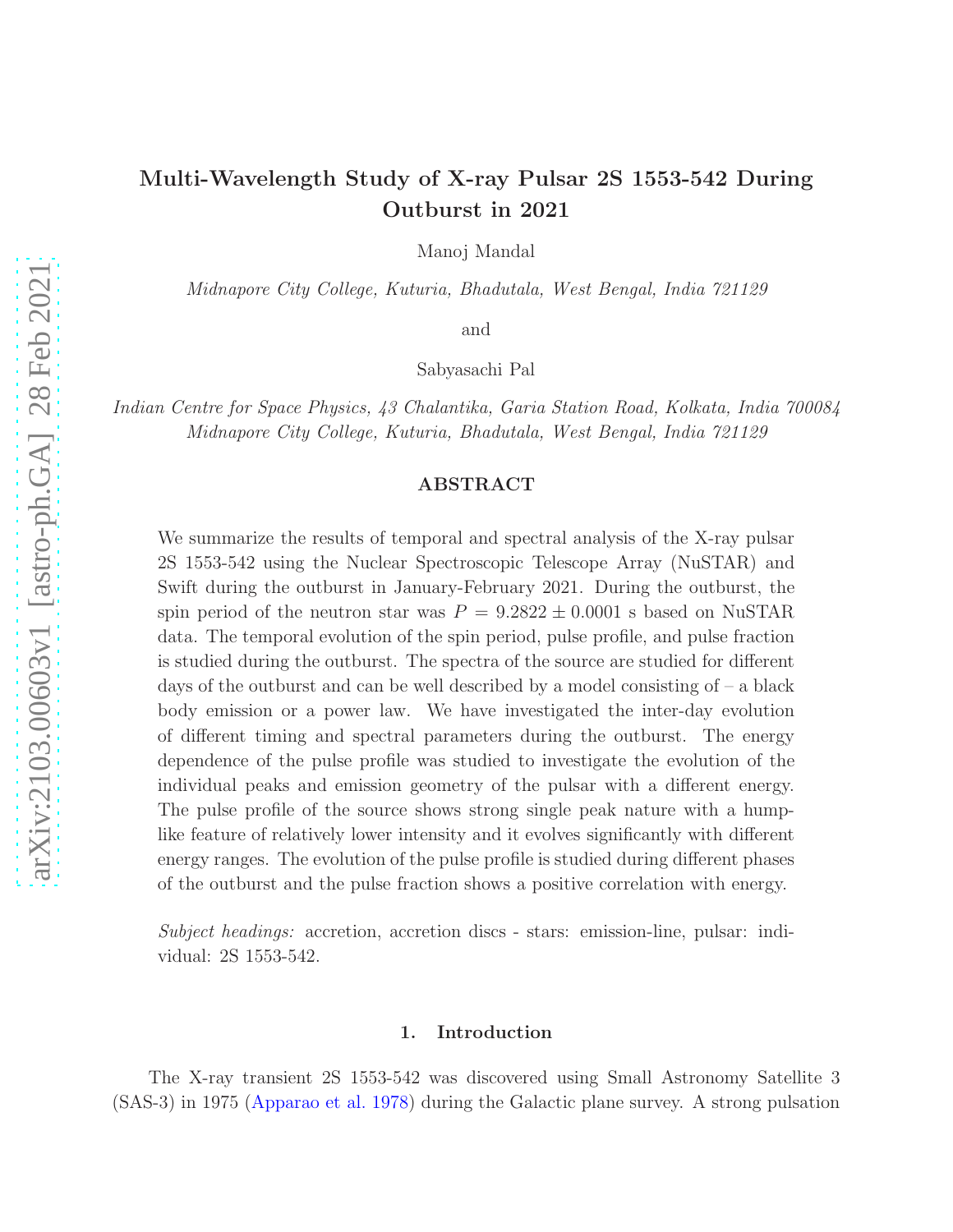# Multi-Wavelength Study of X-ray Pulsar 2S 1553-542 During Outburst in 2021

Manoj Mandal

*Midnapore City College, Kuturia, Bhadutala, West Bengal, India 721129*

and

Sabyasachi Pal

*Indian Centre for Space Physics, 43 Chalantika, Garia Station Road, Kolkata, India 700084*
*Midnapore City College, Kuturia, Bhadutala, West Bengal, India 721129*

## ABSTRACT

We summarize the results of temporal and spectral analysis of the X-ray pulsar 2S 1553-542 using the Nuclear Spectroscopic Telescope Array (NuSTAR) and Swift during the outburst in January-February 2021. During the outburst, the spin period of the neutron star was $P = 9.2822 \pm 0.0001$ s based on NuSTAR data. The temporal evolution of the spin period, pulse profile, and pulse fraction is studied during the outburst. The spectra of the source are studied for different days of the outburst and can be well described by a model consisting of – a black body emission or a power law. We have investigated the inter-day evolution of different timing and spectral parameters during the outburst. The energy dependence of the pulse profile was studied to investigate the evolution of the individual peaks and emission geometry of the pulsar with a different energy. The pulse profile of the source shows strong single peak nature with a hump-like feature of relatively lower intensity and it evolves significantly with different energy ranges. The evolution of the pulse profile is studied during different phases of the outburst and the pulse fraction shows a positive correlation with energy.

*Subject headings:* accretion, accretion discs - stars: emission-line, pulsar: individual: 2S 1553-542.

## 1. Introduction

The X-ray transient 2S 1553-542 was discovered using Small Astronomy Satellite 3 (SAS-3) in 1975 (Apparao et al. 1978) during the Galactic plane survey. A strong pulsation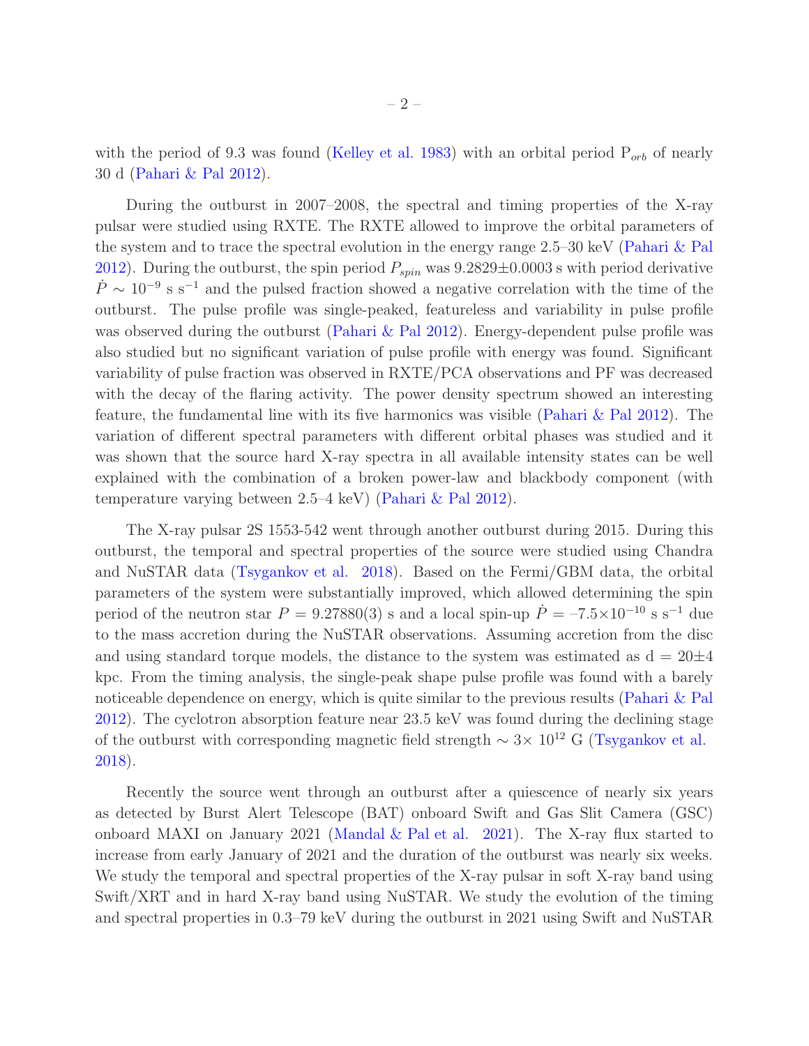with the period of 9.3 was found (Kelley et al. 1983) with an orbital period $P_{orb}$ of nearly 30 d (Pahari & Pal 2012).

During the outburst in 2007–2008, the spectral and timing properties of the X-ray pulsar were studied using RXTE. The RXTE allowed to improve the orbital parameters of the system and to trace the spectral evolution in the energy range 2.5–30 keV (Pahari & Pal 2012). During the outburst, the spin period $P_{spin}$ was 9.2829±0.0003 s with period derivative $\dot{P} \sim 10^{-9}$ s s$^{-1}$ and the pulsed fraction showed a negative correlation with the time of the outburst. The pulse profile was single-peaked, featureless and variability in pulse profile was observed during the outburst (Pahari & Pal 2012). Energy-dependent pulse profile was also studied but no significant variation of pulse profile with energy was found. Significant variability of pulse fraction was observed in RXTE/PCA observations and PF was decreased with the decay of the flaring activity. The power density spectrum showed an interesting feature, the fundamental line with its five harmonics was visible (Pahari & Pal 2012). The variation of different spectral parameters with different orbital phases was studied and it was shown that the source hard X-ray spectra in all available intensity states can be well explained with the combination of a broken power-law and blackbody component (with temperature varying between 2.5–4 keV) (Pahari & Pal 2012).

The X-ray pulsar 2S 1553-542 went through another outburst during 2015. During this outburst, the temporal and spectral properties of the source were studied using Chandra and NuSTAR data (Tsygankov et al. 2018). Based on the Fermi/GBM data, the orbital parameters of the system were substantially improved, which allowed determining the spin period of the neutron star $P = 9.27880(3)$ s and a local spin-up $\dot{P} = –7.5\times10^{-10}$ s s$^{-1}$ due to the mass accretion during the NuSTAR observations. Assuming accretion from the disc and using standard torque models, the distance to the system was estimated as d = 20±4 kpc. From the timing analysis, the single-peak shape pulse profile was found with a barely noticeable dependence on energy, which is quite similar to the previous results (Pahari & Pal 2012). The cyclotron absorption feature near 23.5 keV was found during the declining stage of the outburst with corresponding magnetic field strength $\sim 3\times 10^{12}$ G (Tsygankov et al. 2018).

Recently the source went through an outburst after a quiescence of nearly six years as detected by Burst Alert Telescope (BAT) onboard Swift and Gas Slit Camera (GSC) onboard MAXI on January 2021 (Mandal & Pal et al. 2021). The X-ray flux started to increase from early January of 2021 and the duration of the outburst was nearly six weeks. We study the temporal and spectral properties of the X-ray pulsar in soft X-ray band using Swift/XRT and in hard X-ray band using NuSTAR. We study the evolution of the timing and spectral properties in 0.3–79 keV during the outburst in 2021 using Swift and NuSTAR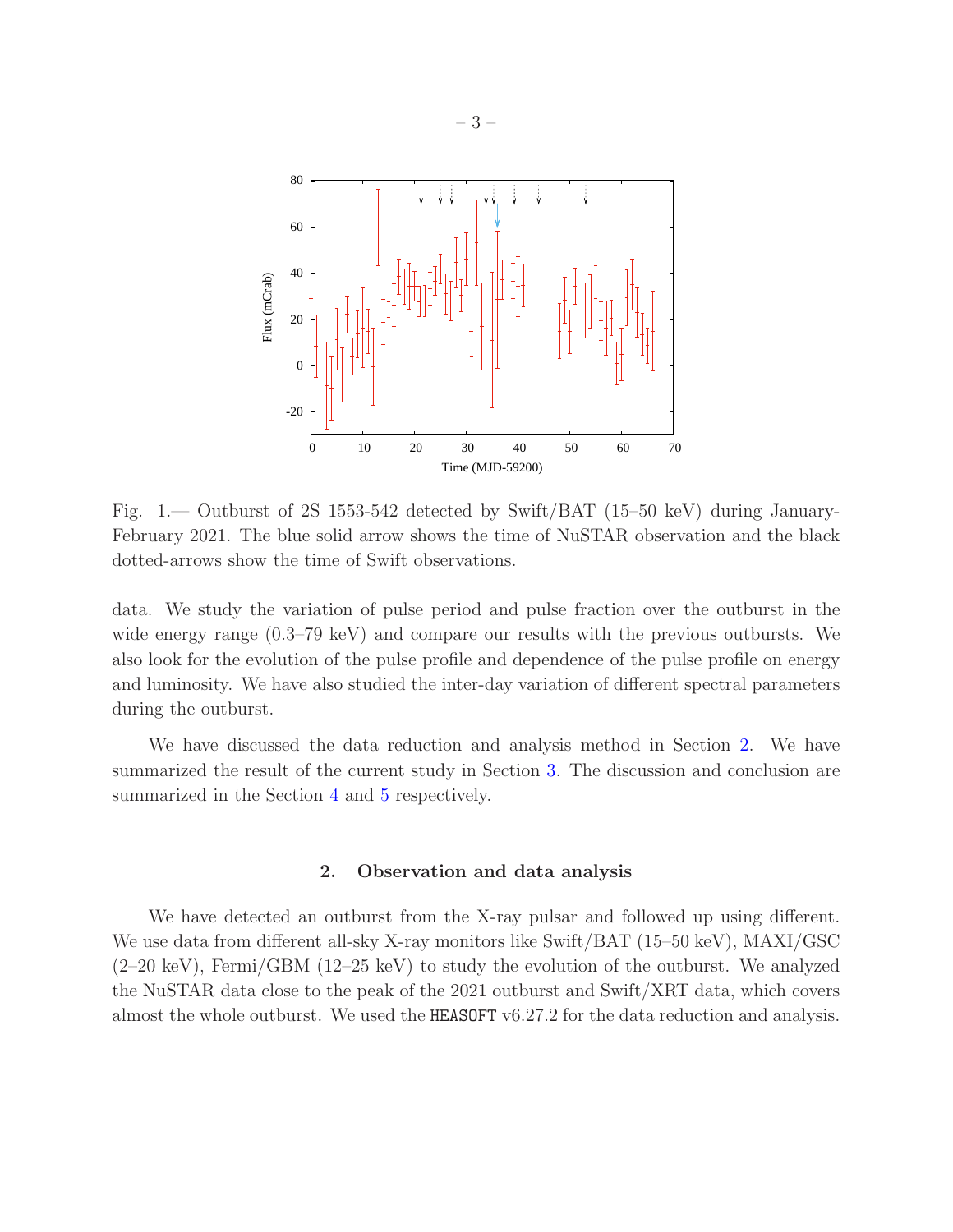Fig. 1.— Outburst of 2S 1553-542 detected by Swift/BAT (15–50 keV) during January-February 2021. The blue solid arrow shows the time of NuSTAR observation and the black dotted-arrows show the time of Swift observations.

data. We study the variation of pulse period and pulse fraction over the outburst in the wide energy range (0.3–79 keV) and compare our results with the previous outbursts. We also look for the evolution of the pulse profile and dependence of the pulse profile on energy and luminosity. We have also studied the inter-day variation of different spectral parameters during the outburst.

We have discussed the data reduction and analysis method in Section 2. We have summarized the result of the current study in Section 3. The discussion and conclusion are summarized in the Section 4 and 5 respectively.

## 2. Observation and data analysis

We have detected an outburst from the X-ray pulsar and followed up using different. We use data from different all-sky X-ray monitors like Swift/BAT (15–50 keV), MAXI/GSC (2–20 keV), Fermi/GBM (12–25 keV) to study the evolution of the outburst. We analyzed the NuSTAR data close to the peak of the 2021 outburst and Swift/XRT data, which covers almost the whole outburst. We used the HEASOFT v6.27.2 for the data reduction and analysis.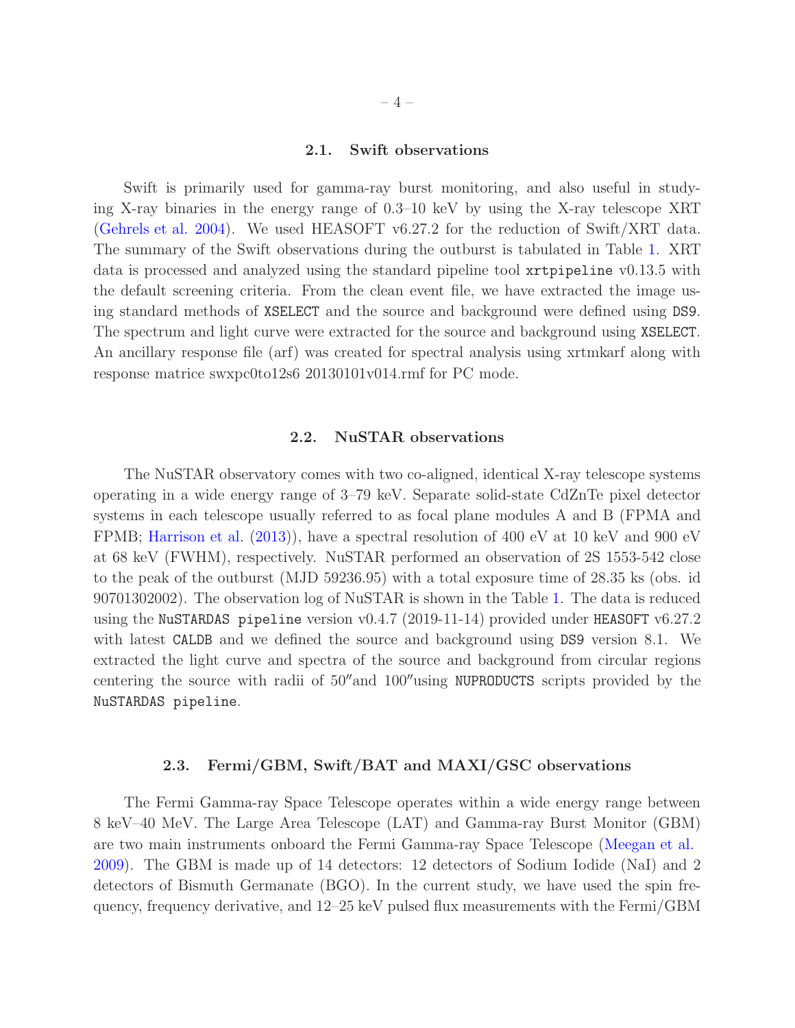### 2.1. Swift observations

Swift is primarily used for gamma-ray burst monitoring, and also useful in studying X-ray binaries in the energy range of 0.3–10 keV by using the X-ray telescope XRT (Gehrels et al. 2004). We used HEASOFT v6.27.2 for the reduction of Swift/XRT data. The summary of the Swift observations during the outburst is tabulated in Table 1. XRT data is processed and analyzed using the standard pipeline tool `xrtpipeline` v0.13.5 with the default screening criteria. From the clean event file, we have extracted the image using standard methods of `XSELECT` and the source and background were defined using `DS9`. The spectrum and light curve were extracted for the source and background using `XSELECT`. An ancillary response file (arf) was created for spectral analysis using xrtmkarf along with response matrice swxpc0to12s6 20130101v014.rmf for PC mode.

### 2.2. NuSTAR observations

The NuSTAR observatory comes with two co-aligned, identical X-ray telescope systems operating in a wide energy range of 3–79 keV. Separate solid-state CdZnTe pixel detector systems in each telescope usually referred to as focal plane modules A and B (FPMA and FPMB; Harrison et al. (2013)), have a spectral resolution of 400 eV at 10 keV and 900 eV at 68 keV (FWHM), respectively. NuSTAR performed an observation of 2S 1553-542 close to the peak of the outburst (MJD 59236.95) with a total exposure time of 28.35 ks (obs. id 90701302002). The observation log of NuSTAR is shown in the Table 1. The data is reduced using the `NuSTARDAS pipeline` version v0.4.7 (2019-11-14) provided under `HEASOFT` v6.27.2 with latest `CALDB` and we defined the source and background using `DS9` version 8.1. We extracted the light curve and spectra of the source and background from circular regions centering the source with radii of 50″and 100″using `NUPRODUCTS` scripts provided by the `NuSTARDAS pipeline`.

### 2.3. Fermi/GBM, Swift/BAT and MAXI/GSC observations

The Fermi Gamma-ray Space Telescope operates within a wide energy range between 8 keV–40 MeV. The Large Area Telescope (LAT) and Gamma-ray Burst Monitor (GBM) are two main instruments onboard the Fermi Gamma-ray Space Telescope (Meegan et al. 2009). The GBM is made up of 14 detectors: 12 detectors of Sodium Iodide (NaI) and 2 detectors of Bismuth Germanate (BGO). In the current study, we have used the spin frequency, frequency derivative, and 12–25 keV pulsed flux measurements with the Fermi/GBM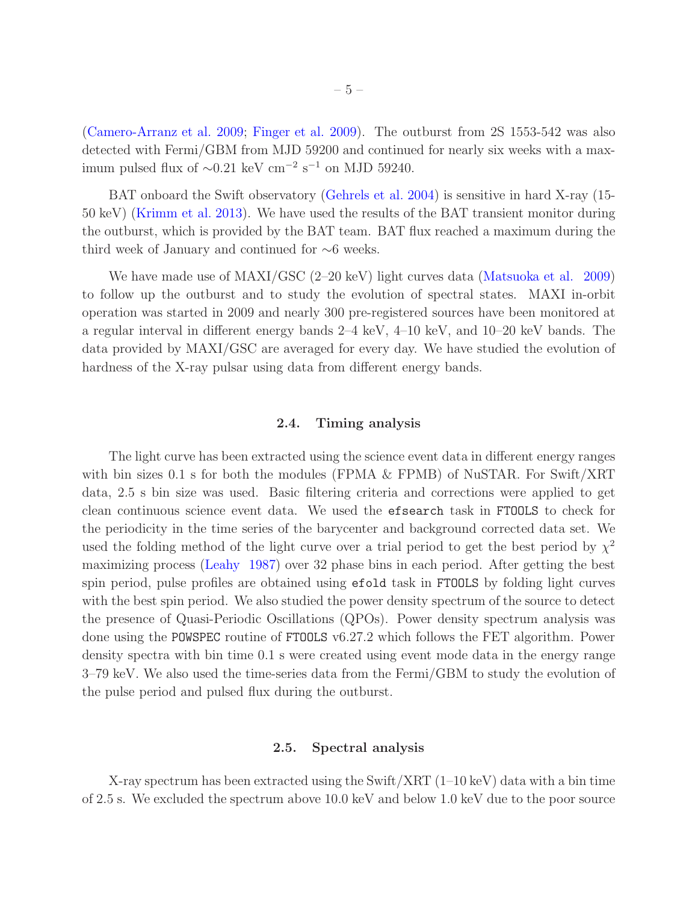(Camero-Arranz et al. 2009; Finger et al. 2009). The outburst from 2S 1553-542 was also detected with Fermi/GBM from MJD 59200 and continued for nearly six weeks with a maximum pulsed flux of $\sim$0.21 keV cm$^{-2}$ s$^{-1}$ on MJD 59240.

BAT onboard the Swift observatory (Gehrels et al. 2004) is sensitive in hard X-ray (15-50 keV) (Krimm et al. 2013). We have used the results of the BAT transient monitor during the outburst, which is provided by the BAT team. BAT flux reached a maximum during the third week of January and continued for $\sim$6 weeks.

We have made use of MAXI/GSC (2–20 keV) light curves data (Matsuoka et al. 2009) to follow up the outburst and to study the evolution of spectral states. MAXI in-orbit operation was started in 2009 and nearly 300 pre-registered sources have been monitored at a regular interval in different energy bands 2–4 keV, 4–10 keV, and 10–20 keV bands. The data provided by MAXI/GSC are averaged for every day. We have studied the evolution of hardness of the X-ray pulsar using data from different energy bands.

### 2.4. Timing analysis

The light curve has been extracted using the science event data in different energy ranges with bin sizes 0.1 s for both the modules (FPMA & FPMB) of NuSTAR. For Swift/XRT data, 2.5 s bin size was used. Basic filtering criteria and corrections were applied to get clean continuous science event data. We used the `efsearch` task in `FTOOLS` to check for the periodicity in the time series of the barycenter and background corrected data set. We used the folding method of the light curve over a trial period to get the best period by $\chi^2$ maximizing process (Leahy 1987) over 32 phase bins in each period. After getting the best spin period, pulse profiles are obtained using `efold` task in `FTOOLS` by folding light curves with the best spin period. We also studied the power density spectrum of the source to detect the presence of Quasi-Periodic Oscillations (QPOs). Power density spectrum analysis was done using the `POWSPEC` routine of `FTOOLS` v6.27.2 which follows the FET algorithm. Power density spectra with bin time 0.1 s were created using event mode data in the energy range 3–79 keV. We also used the time-series data from the Fermi/GBM to study the evolution of the pulse period and pulsed flux during the outburst.

### 2.5. Spectral analysis

X-ray spectrum has been extracted using the Swift/XRT (1–10 keV) data with a bin time of 2.5 s. We excluded the spectrum above 10.0 keV and below 1.0 keV due to the poor source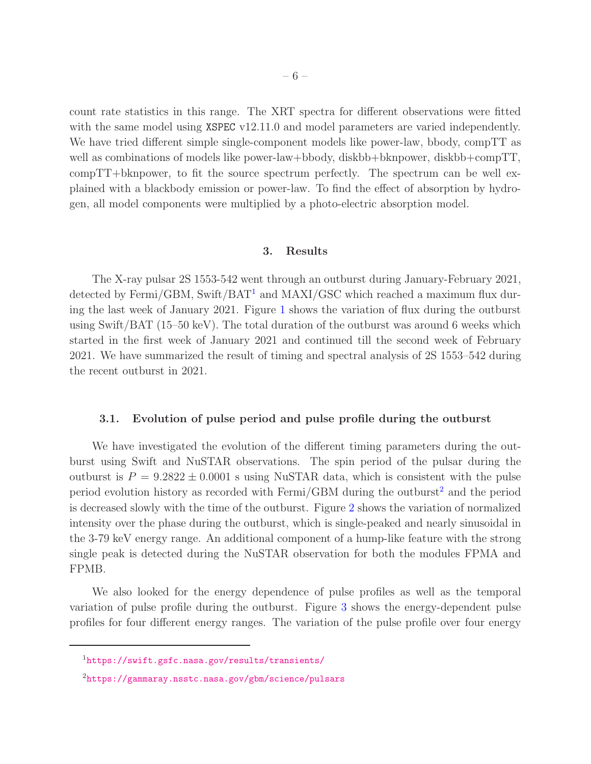count rate statistics in this range. The XRT spectra for different observations were fitted with the same model using `XSPEC` v12.11.0 and model parameters are varied independently. We have tried different simple single-component models like power-law, bbody, compTT as well as combinations of models like power-law+bbody, diskbb+bknpower, diskbb+compTT, compTT+bknpower, to fit the source spectrum perfectly. The spectrum can be well explained with a blackbody emission or power-law. To find the effect of absorption by hydrogen, all model components were multiplied by a photo-electric absorption model.

## 3. Results

The X-ray pulsar 2S 1553-542 went through an outburst during January-February 2021, detected by Fermi/GBM, Swift/BAT[1] and MAXI/GSC which reached a maximum flux during the last week of January 2021. Figure 1 shows the variation of flux during the outburst using Swift/BAT (15–50 keV). The total duration of the outburst was around 6 weeks which started in the first week of January 2021 and continued till the second week of February 2021. We have summarized the result of timing and spectral analysis of 2S 1553–542 during the recent outburst in 2021.

### 3.1. Evolution of pulse period and pulse profile during the outburst

We have investigated the evolution of the different timing parameters during the outburst using Swift and NuSTAR observations. The spin period of the pulsar during the outburst is $P = 9.2822 \pm 0.0001$ s using NuSTAR data, which is consistent with the pulse period evolution history as recorded with Fermi/GBM during the outburst[2] and the period is decreased slowly with the time of the outburst. Figure 2 shows the variation of normalized intensity over the phase during the outburst, which is single-peaked and nearly sinusoidal in the 3-79 keV energy range. An additional component of a hump-like feature with the strong single peak is detected during the NuSTAR observation for both the modules FPMA and FPMB.

We also looked for the energy dependence of pulse profiles as well as the temporal variation of pulse profile during the outburst. Figure 3 shows the energy-dependent pulse profiles for four different energy ranges. The variation of the pulse profile over four energy

---

[1] https://swift.gsfc.nasa.gov/results/transients/

[2] https://gammaray.nsstc.nasa.gov/gbm/science/pulsars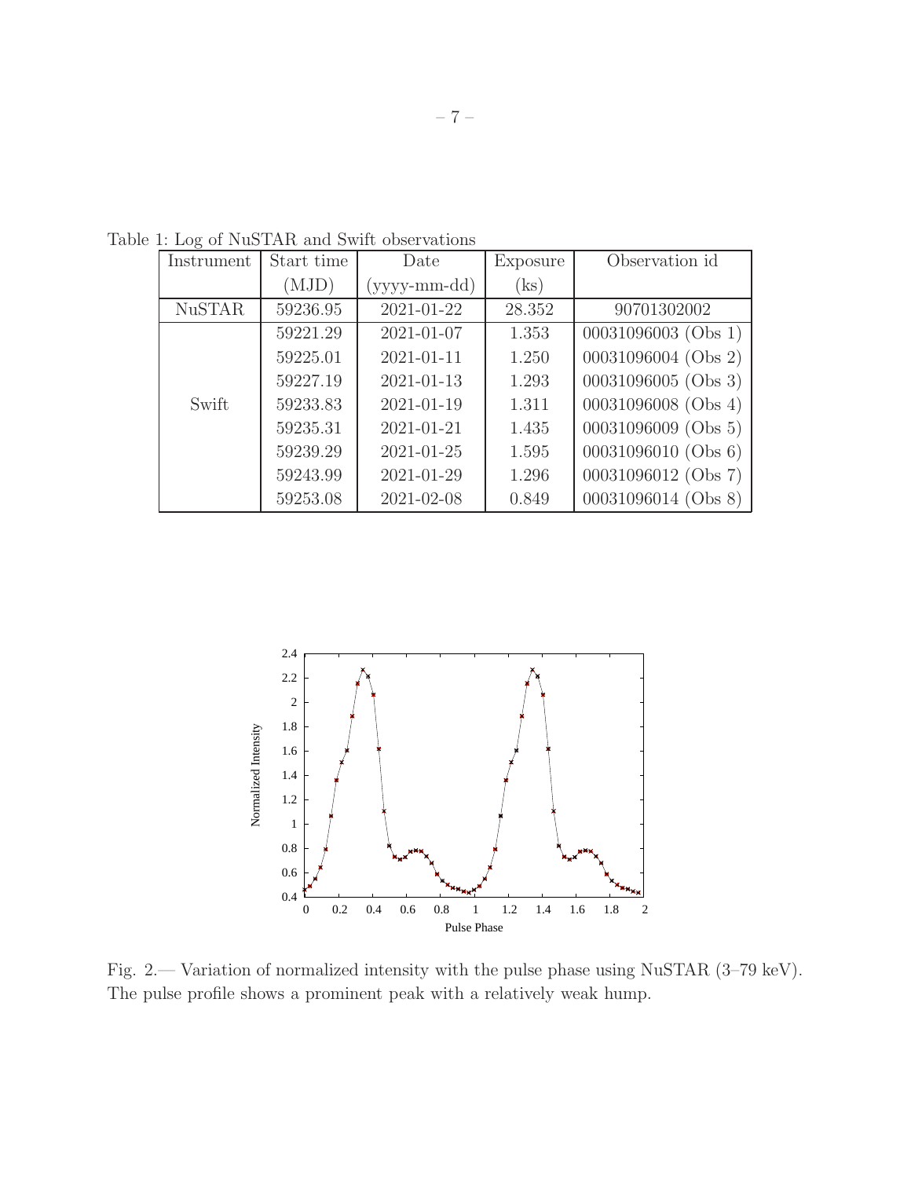Table 1: Log of NuSTAR and Swift observations

| Instrument | Start time (MJD) | Date (yyyy-mm-dd) | Exposure (ks) | Observation id |
| --- | --- | --- | --- | --- |
| NuSTAR | 59236.95 | 2021-01-22 | 28.352 | 90701302002 |
| Swift | 59221.29 | 2021-01-07 | 1.353 | 00031096003 (Obs 1) |
| | 59225.01 | 2021-01-11 | 1.250 | 00031096004 (Obs 2) |
| | 59227.19 | 2021-01-13 | 1.293 | 00031096005 (Obs 3) |
| | 59233.83 | 2021-01-19 | 1.311 | 00031096008 (Obs 4) |
| | 59235.31 | 2021-01-21 | 1.435 | 00031096009 (Obs 5) |
| | 59239.29 | 2021-01-25 | 1.595 | 00031096010 (Obs 6) |
| | 59243.99 | 2021-01-29 | 1.296 | 00031096012 (Obs 7) |
| | 59253.08 | 2021-02-08 | 0.849 | 00031096014 (Obs 8) |

Fig. 2.— Variation of normalized intensity with the pulse phase using NuSTAR (3–79 keV). The pulse profile shows a prominent peak with a relatively weak hump.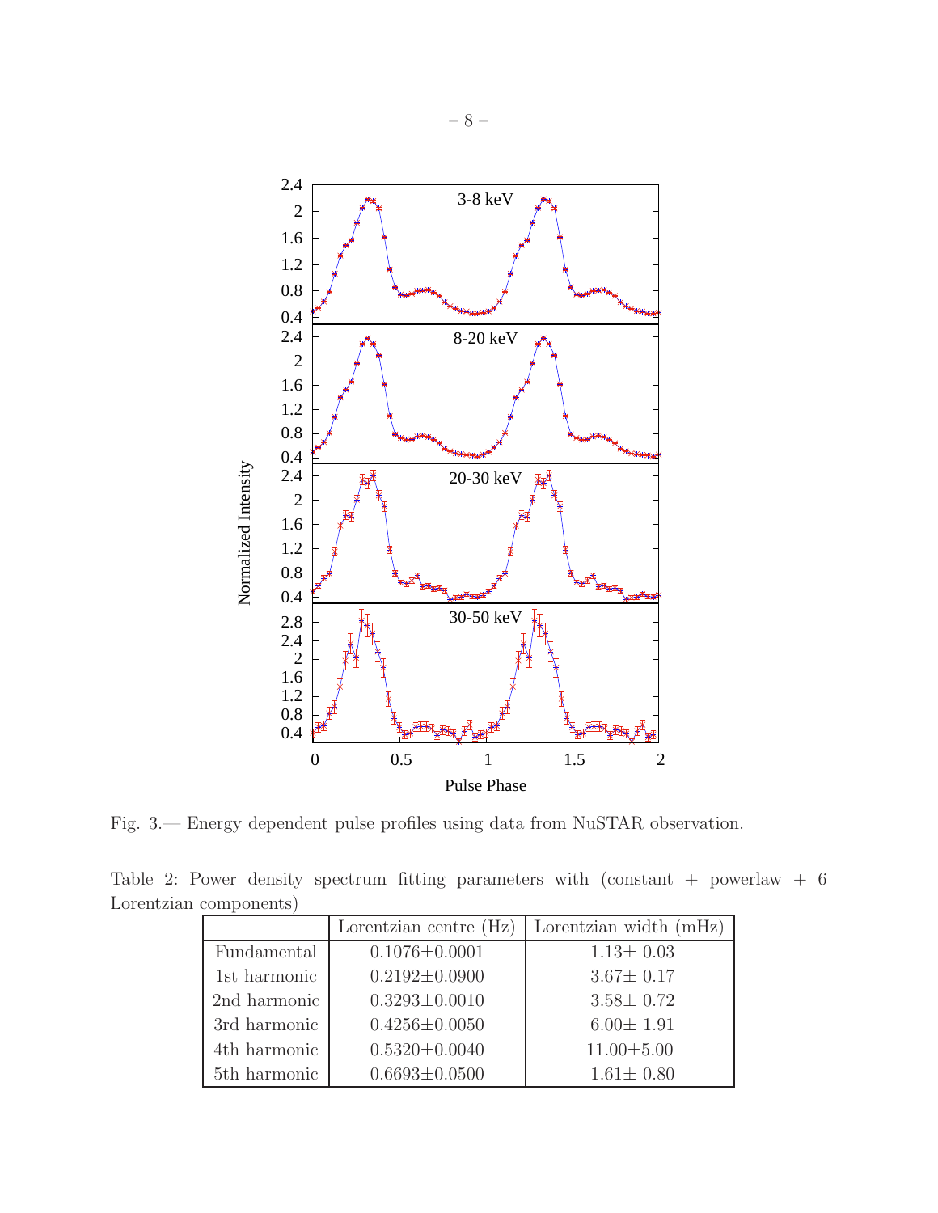Fig. 3.— Energy dependent pulse profiles using data from NuSTAR observation.

Table 2: Power density spectrum fitting parameters with (constant + powerlaw + 6 Lorentzian components)

| | Lorentzian centre (Hz) | Lorentzian width (mHz) |
|---|---|---|
| Fundamental | 0.1076±0.0001 | 1.13± 0.03 |
| 1st harmonic | 0.2192±0.0900 | 3.67± 0.17 |
| 2nd harmonic | 0.3293±0.0010 | 3.58± 0.72 |
| 3rd harmonic | 0.4256±0.0050 | 6.00± 1.91 |
| 4th harmonic | 0.5320±0.0040 | 11.00±5.00 |
| 5th harmonic | 0.6693±0.0500 | 1.61± 0.80 |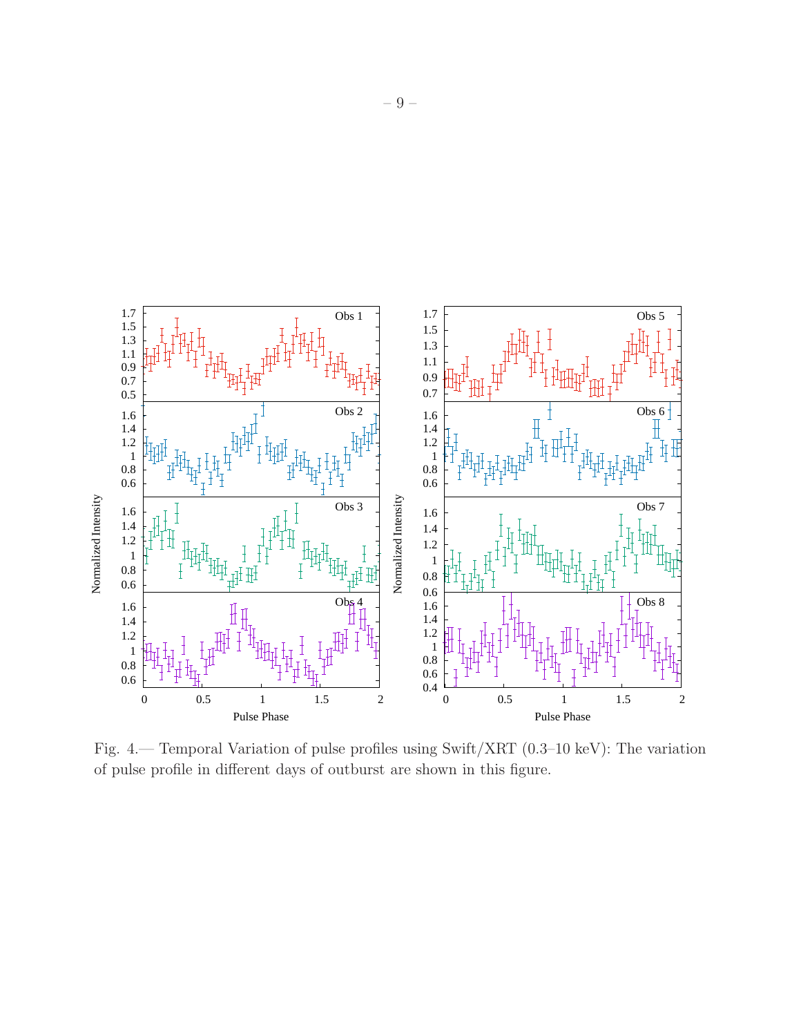Fig. 4.— Temporal Variation of pulse profiles using Swift/XRT (0.3–10 keV): The variation of pulse profile in different days of outburst are shown in this figure.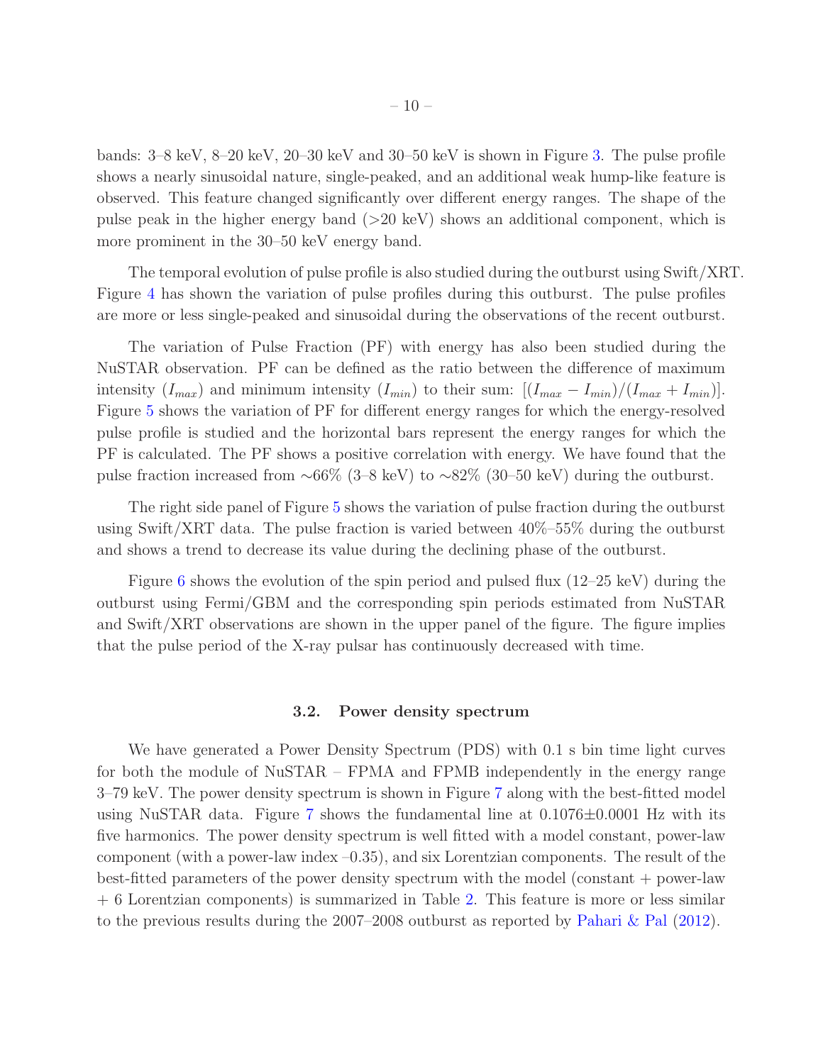bands: 3–8 keV, 8–20 keV, 20–30 keV and 30–50 keV is shown in Figure 3. The pulse profile shows a nearly sinusoidal nature, single-peaked, and an additional weak hump-like feature is observed. This feature changed significantly over different energy ranges. The shape of the pulse peak in the higher energy band (>20 keV) shows an additional component, which is more prominent in the 30–50 keV energy band.

The temporal evolution of pulse profile is also studied during the outburst using Swift/XRT. Figure 4 has shown the variation of pulse profiles during this outburst. The pulse profiles are more or less single-peaked and sinusoidal during the observations of the recent outburst.

The variation of Pulse Fraction (PF) with energy has also been studied during the NuSTAR observation. PF can be defined as the ratio between the difference of maximum intensity ($I_{max}$) and minimum intensity ($I_{min}$) to their sum: $[(I_{max} - I_{min})/(I_{max} + I_{min})]$. Figure 5 shows the variation of PF for different energy ranges for which the energy-resolved pulse profile is studied and the horizontal bars represent the energy ranges for which the PF is calculated. The PF shows a positive correlation with energy. We have found that the pulse fraction increased from ∼66% (3–8 keV) to ∼82% (30–50 keV) during the outburst.

The right side panel of Figure 5 shows the variation of pulse fraction during the outburst using Swift/XRT data. The pulse fraction is varied between 40%–55% during the outburst and shows a trend to decrease its value during the declining phase of the outburst.

Figure 6 shows the evolution of the spin period and pulsed flux (12–25 keV) during the outburst using Fermi/GBM and the corresponding spin periods estimated from NuSTAR and Swift/XRT observations are shown in the upper panel of the figure. The figure implies that the pulse period of the X-ray pulsar has continuously decreased with time.

### 3.2. Power density spectrum

We have generated a Power Density Spectrum (PDS) with 0.1 s bin time light curves for both the module of NuSTAR – FPMA and FPMB independently in the energy range 3–79 keV. The power density spectrum is shown in Figure 7 along with the best-fitted model using NuSTAR data. Figure 7 shows the fundamental line at $0.1076 \pm 0.0001$ Hz with its five harmonics. The power density spectrum is well fitted with a model constant, power-law component (with a power-law index –0.35), and six Lorentzian components. The result of the best-fitted parameters of the power density spectrum with the model (constant + power-law + 6 Lorentzian components) is summarized in Table 2. This feature is more or less similar to the previous results during the 2007–2008 outburst as reported by Pahari & Pal (2012).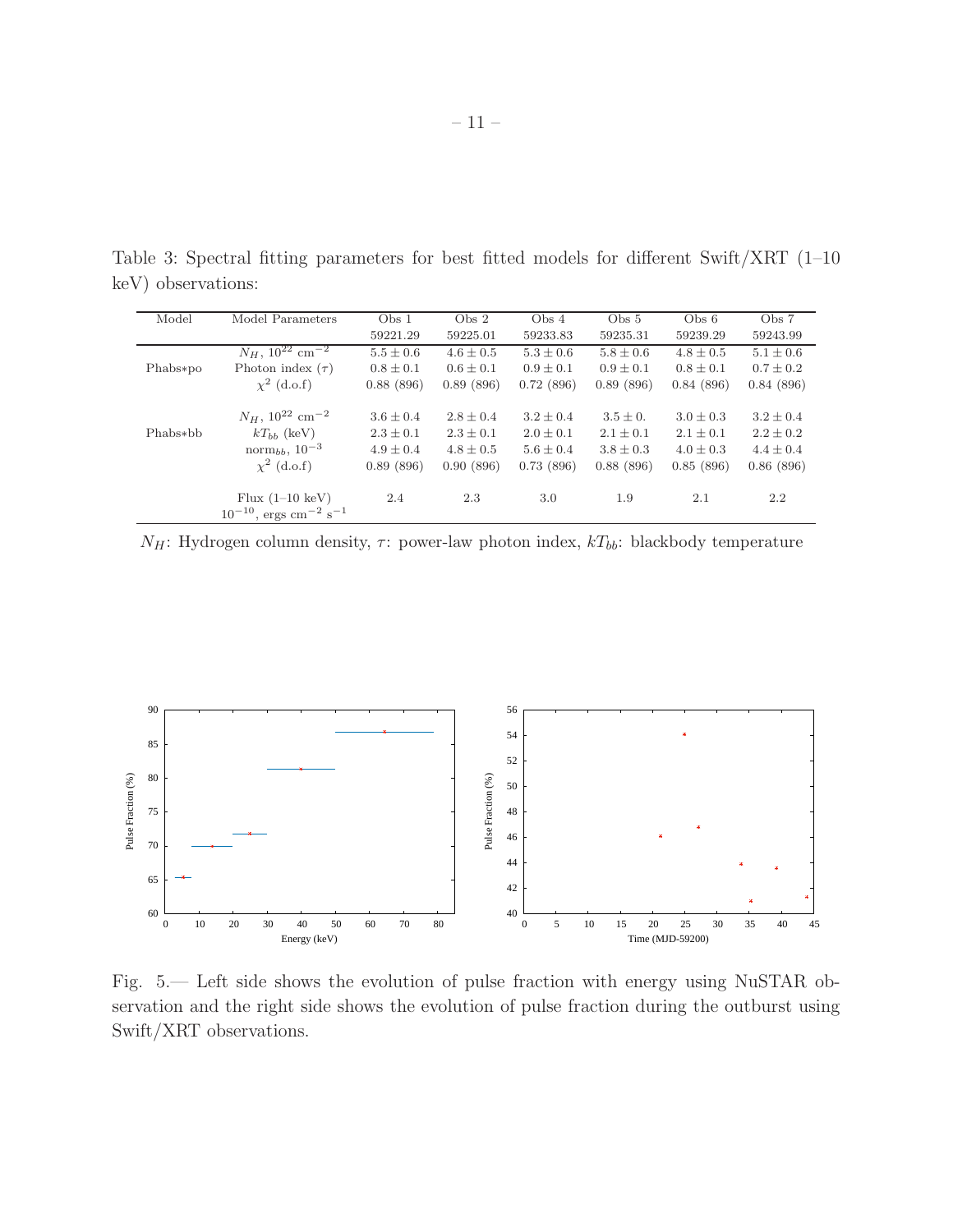Table 3: Spectral fitting parameters for best fitted models for different Swift/XRT (1–10 keV) observations:

| Model | Model Parameters | Obs 1 | Obs 2 | Obs 4 | Obs 5 | Obs 6 | Obs 7 |
|---|---|---|---|---|---|---|---|
| | | 59221.29 | 59225.01 | 59233.83 | 59235.31 | 59239.29 | 59243.99 |
| Phabs*po | $N_H$, $10^{22}$ cm$^{-2}$ | $5.5 \pm 0.6$ | $4.6 \pm 0.5$ | $5.3 \pm 0.6$ | $5.8 \pm 0.6$ | $4.8 \pm 0.5$ | $5.1 \pm 0.6$ |
| | Photon index ($\tau$) | $0.8 \pm 0.1$ | $0.6 \pm 0.1$ | $0.9 \pm 0.1$ | $0.9 \pm 0.1$ | $0.8 \pm 0.1$ | $0.7 \pm 0.2$ |
| | $\chi^2$ (d.o.f) | 0.88 (896) | 0.89 (896) | 0.72 (896) | 0.89 (896) | 0.84 (896) | 0.84 (896) |
| Phabs*bb | $N_H$, $10^{22}$ cm$^{-2}$ | $3.6 \pm 0.4$ | $2.8 \pm 0.4$ | $3.2 \pm 0.4$ | $3.5 \pm 0.$ | $3.0 \pm 0.3$ | $3.2 \pm 0.4$ |
| | $kT_{bb}$ (keV) | $2.3 \pm 0.1$ | $2.3 \pm 0.1$ | $2.0 \pm 0.1$ | $2.1 \pm 0.1$ | $2.1 \pm 0.1$ | $2.2 \pm 0.2$ |
| | norm$_{bb}$, $10^{-3}$ | $4.9 \pm 0.4$ | $4.8 \pm 0.5$ | $5.6 \pm 0.4$ | $3.8 \pm 0.3$ | $4.0 \pm 0.3$ | $4.4 \pm 0.4$ |
| | $\chi^2$ (d.o.f) | 0.89 (896) | 0.90 (896) | 0.73 (896) | 0.88 (896) | 0.85 (896) | 0.86 (896) |
| | Flux (1–10 keV) $10^{-10}$, ergs cm$^{-2}$ s$^{-1}$ | 2.4 | 2.3 | 3.0 | 1.9 | 2.1 | 2.2 |

$N_H$: Hydrogen column density, $\tau$: power-law photon index, $kT_{bb}$: blackbody temperature

Fig. 5.— Left side shows the evolution of pulse fraction with energy using NuSTAR observation and the right side shows the evolution of pulse fraction during the outburst using Swift/XRT observations.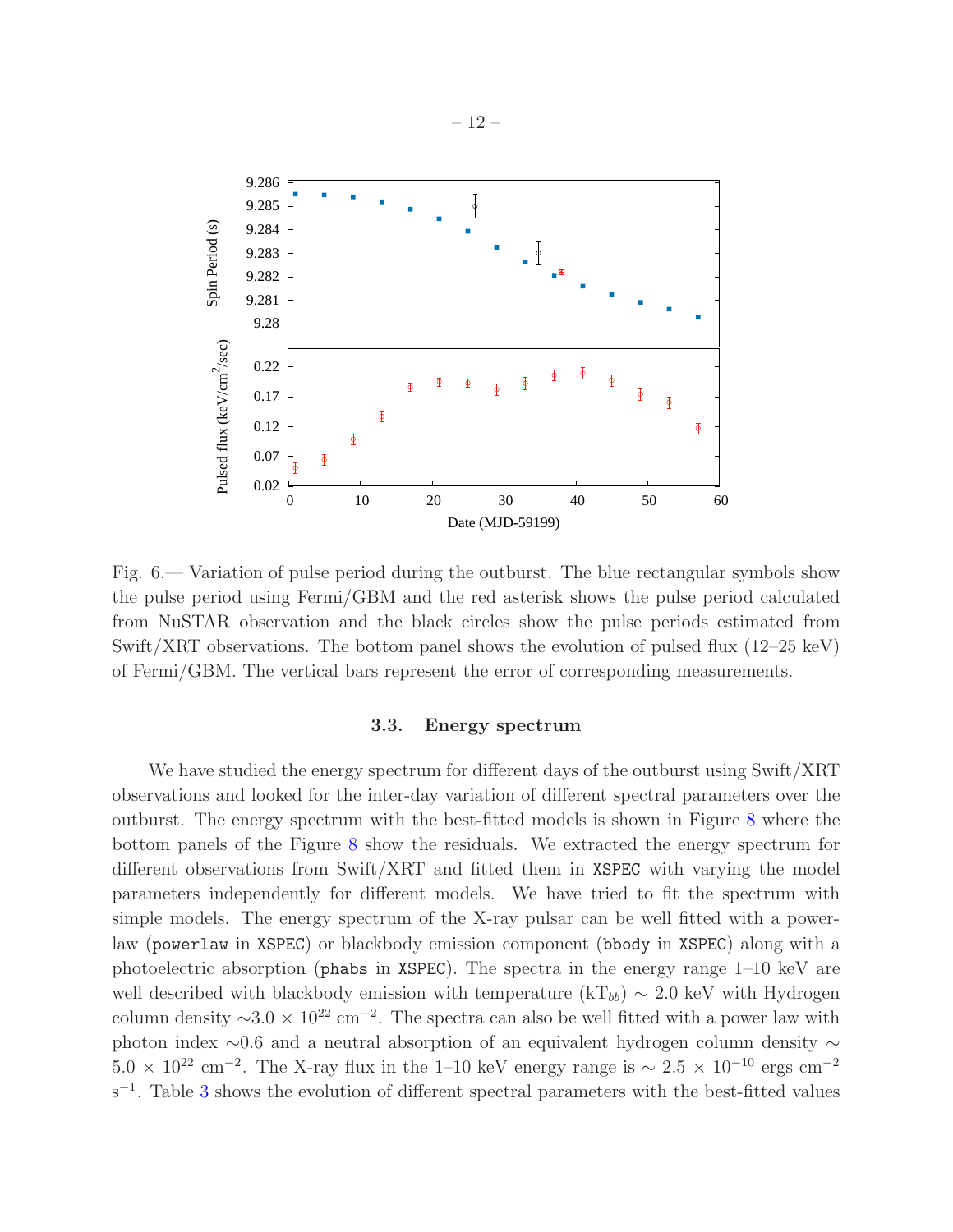Fig. 6.— Variation of pulse period during the outburst. The blue rectangular symbols show the pulse period using Fermi/GBM and the red asterisk shows the pulse period calculated from NuSTAR observation and the black circles show the pulse periods estimated from Swift/XRT observations. The bottom panel shows the evolution of pulsed flux (12–25 keV) of Fermi/GBM. The vertical bars represent the error of corresponding measurements.

### 3.3. Energy spectrum

We have studied the energy spectrum for different days of the outburst using Swift/XRT observations and looked for the inter-day variation of different spectral parameters over the outburst. The energy spectrum with the best-fitted models is shown in Figure 8 where the bottom panels of the Figure 8 show the residuals. We extracted the energy spectrum for different observations from Swift/XRT and fitted them in `XSPEC` with varying the model parameters independently for different models. We have tried to fit the spectrum with simple models. The energy spectrum of the X-ray pulsar can be well fitted with a power-law (`powerlaw` in `XSPEC`) or blackbody emission component (`bbody` in `XSPEC`) along with a photoelectric absorption (`phabs` in `XSPEC`). The spectra in the energy range 1–10 keV are well described with blackbody emission with temperature ($kT_{bb}$) $\sim$ 2.0 keV with Hydrogen column density $\sim 3.0 \times 10^{22}$ cm$^{-2}$. The spectra can also be well fitted with a power law with photon index $\sim$0.6 and a neutral absorption of an equivalent hydrogen column density $\sim 5.0 \times 10^{22}$ cm$^{-2}$. The X-ray flux in the 1–10 keV energy range is $\sim 2.5 \times 10^{-10}$ ergs cm$^{-2}$ s$^{-1}$. Table 3 shows the evolution of different spectral parameters with the best-fitted values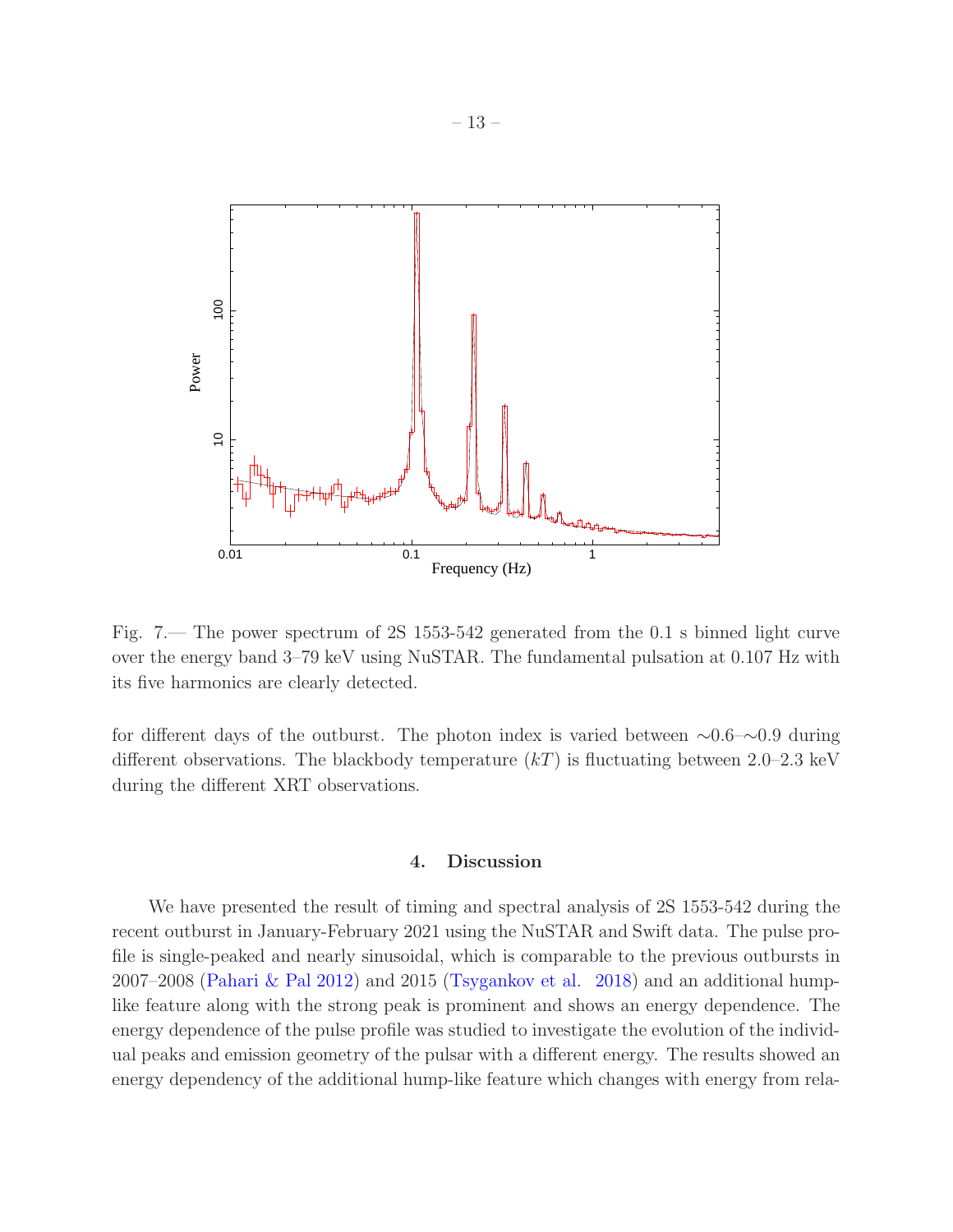Fig. 7.— The power spectrum of 2S 1553-542 generated from the 0.1 s binned light curve over the energy band 3–79 keV using NuSTAR. The fundamental pulsation at 0.107 Hz with its five harmonics are clearly detected.

for different days of the outburst. The photon index is varied between ∼0.6–∼0.9 during different observations. The blackbody temperature ($kT$) is fluctuating between 2.0–2.3 keV during the different XRT observations.

## 4. Discussion

We have presented the result of timing and spectral analysis of 2S 1553-542 during the recent outburst in January-February 2021 using the NuSTAR and Swift data. The pulse profile is single-peaked and nearly sinusoidal, which is comparable to the previous outbursts in 2007–2008 (Pahari & Pal 2012) and 2015 (Tsygankov et al. 2018) and an additional hump-like feature along with the strong peak is prominent and shows an energy dependence. The energy dependence of the pulse profile was studied to investigate the evolution of the individual peaks and emission geometry of the pulsar with a different energy. The results showed an energy dependency of the additional hump-like feature which changes with energy from rela-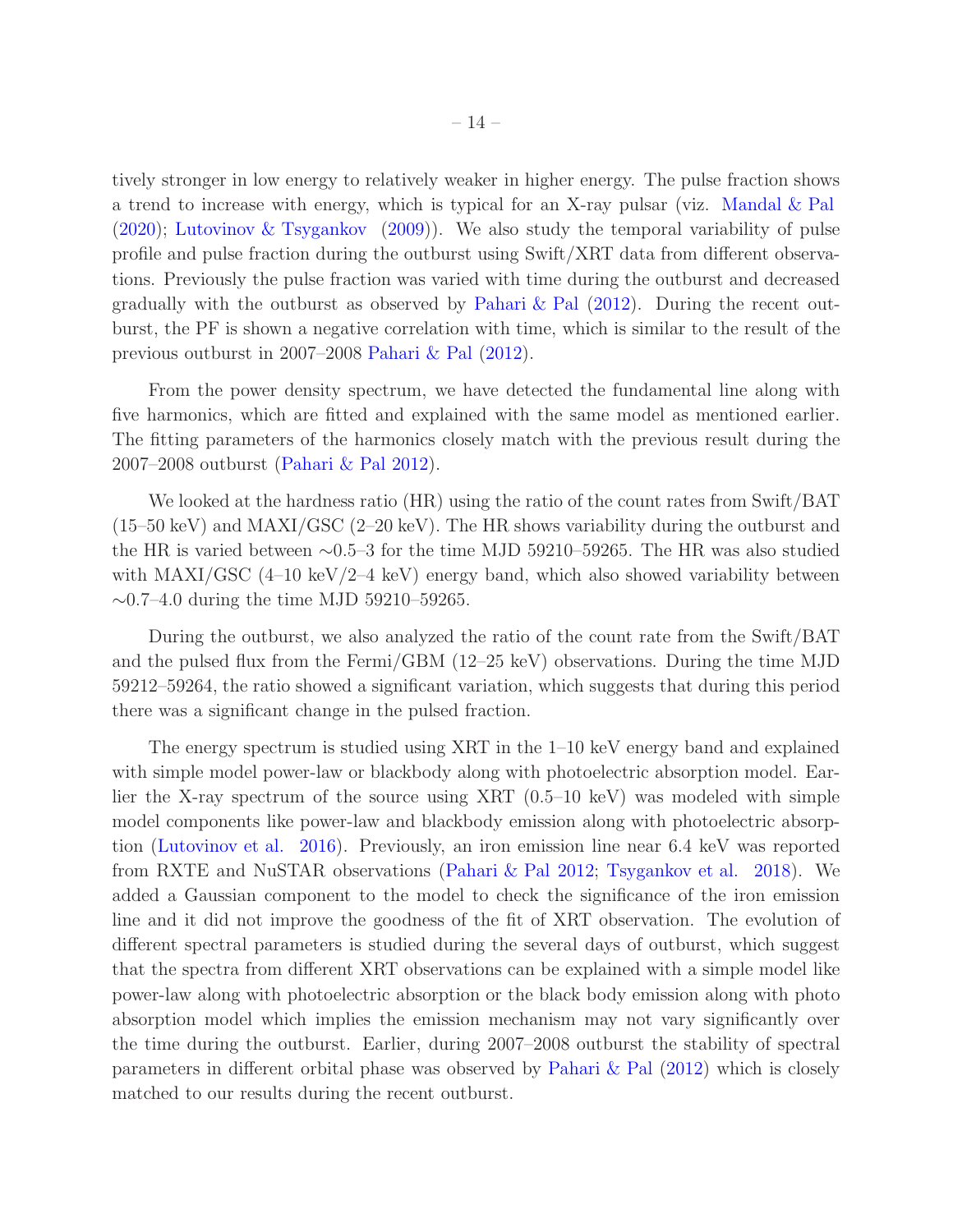tively stronger in low energy to relatively weaker in higher energy. The pulse fraction shows a trend to increase with energy, which is typical for an X-ray pulsar (viz. Mandal & Pal (2020); Lutovinov & Tsygankov (2009)). We also study the temporal variability of pulse profile and pulse fraction during the outburst using Swift/XRT data from different observations. Previously the pulse fraction was varied with time during the outburst and decreased gradually with the outburst as observed by Pahari & Pal (2012). During the recent outburst, the PF is shown a negative correlation with time, which is similar to the result of the previous outburst in 2007–2008 Pahari & Pal (2012).

From the power density spectrum, we have detected the fundamental line along with five harmonics, which are fitted and explained with the same model as mentioned earlier. The fitting parameters of the harmonics closely match with the previous result during the 2007–2008 outburst (Pahari & Pal 2012).

We looked at the hardness ratio (HR) using the ratio of the count rates from Swift/BAT (15–50 keV) and MAXI/GSC (2–20 keV). The HR shows variability during the outburst and the HR is varied between $\sim$0.5–3 for the time MJD 59210–59265. The HR was also studied with MAXI/GSC (4–10 keV/2–4 keV) energy band, which also showed variability between $\sim$0.7–4.0 during the time MJD 59210–59265.

During the outburst, we also analyzed the ratio of the count rate from the Swift/BAT and the pulsed flux from the Fermi/GBM (12–25 keV) observations. During the time MJD 59212–59264, the ratio showed a significant variation, which suggests that during this period there was a significant change in the pulsed fraction.

The energy spectrum is studied using XRT in the 1–10 keV energy band and explained with simple model power-law or blackbody along with photoelectric absorption model. Earlier the X-ray spectrum of the source using XRT (0.5–10 keV) was modeled with simple model components like power-law and blackbody emission along with photoelectric absorption (Lutovinov et al. 2016). Previously, an iron emission line near 6.4 keV was reported from RXTE and NuSTAR observations (Pahari & Pal 2012; Tsygankov et al. 2018). We added a Gaussian component to the model to check the significance of the iron emission line and it did not improve the goodness of the fit of XRT observation. The evolution of different spectral parameters is studied during the several days of outburst, which suggest that the spectra from different XRT observations can be explained with a simple model like power-law along with photoelectric absorption or the black body emission along with photo absorption model which implies the emission mechanism may not vary significantly over the time during the outburst. Earlier, during 2007–2008 outburst the stability of spectral parameters in different orbital phase was observed by Pahari & Pal (2012) which is closely matched to our results during the recent outburst.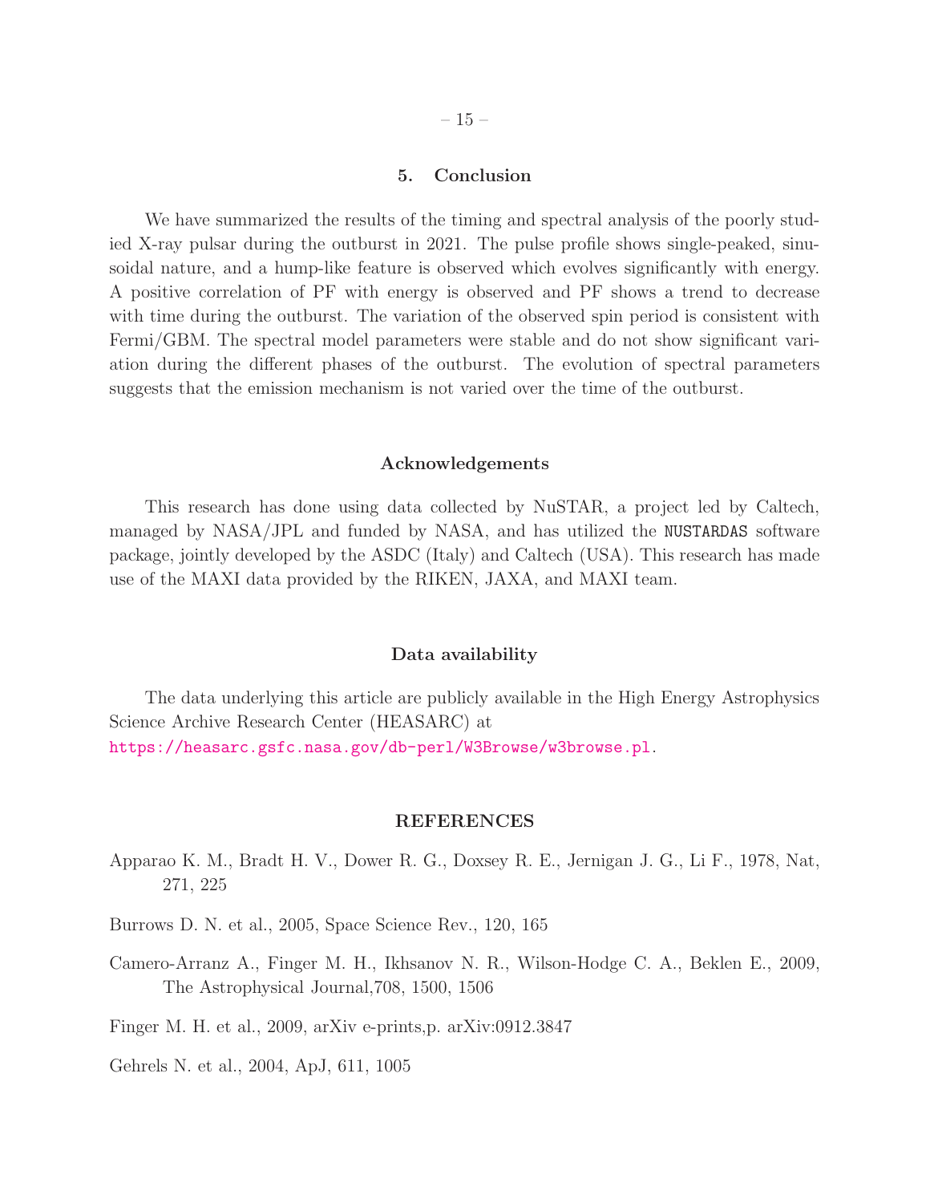## 5. Conclusion

We have summarized the results of the timing and spectral analysis of the poorly studied X-ray pulsar during the outburst in 2021. The pulse profile shows single-peaked, sinusoidal nature, and a hump-like feature is observed which evolves significantly with energy. A positive correlation of PF with energy is observed and PF shows a trend to decrease with time during the outburst. The variation of the observed spin period is consistent with Fermi/GBM. The spectral model parameters were stable and do not show significant variation during the different phases of the outburst. The evolution of spectral parameters suggests that the emission mechanism is not varied over the time of the outburst.

### Acknowledgements

This research has done using data collected by NuSTAR, a project led by Caltech, managed by NASA/JPL and funded by NASA, and has utilized the NUSTARDAS software package, jointly developed by the ASDC (Italy) and Caltech (USA). This research has made use of the MAXI data provided by the RIKEN, JAXA, and MAXI team.

### Data availability

The data underlying this article are publicly available in the High Energy Astrophysics Science Archive Research Center (HEASARC) at
https://heasarc.gsfc.nasa.gov/db-perl/W3Browse/w3browse.pl.

## REFERENCES

Apparao K. M., Bradt H. V., Dower R. G., Doxsey R. E., Jernigan J. G., Li F., 1978, Nat, 271, 225

Burrows D. N. et al., 2005, Space Science Rev., 120, 165

Camero-Arranz A., Finger M. H., Ikhsanov N. R., Wilson-Hodge C. A., Beklen E., 2009, The Astrophysical Journal,708, 1500, 1506

Finger M. H. et al., 2009, arXiv e-prints,p. arXiv:0912.3847

Gehrels N. et al., 2004, ApJ, 611, 1005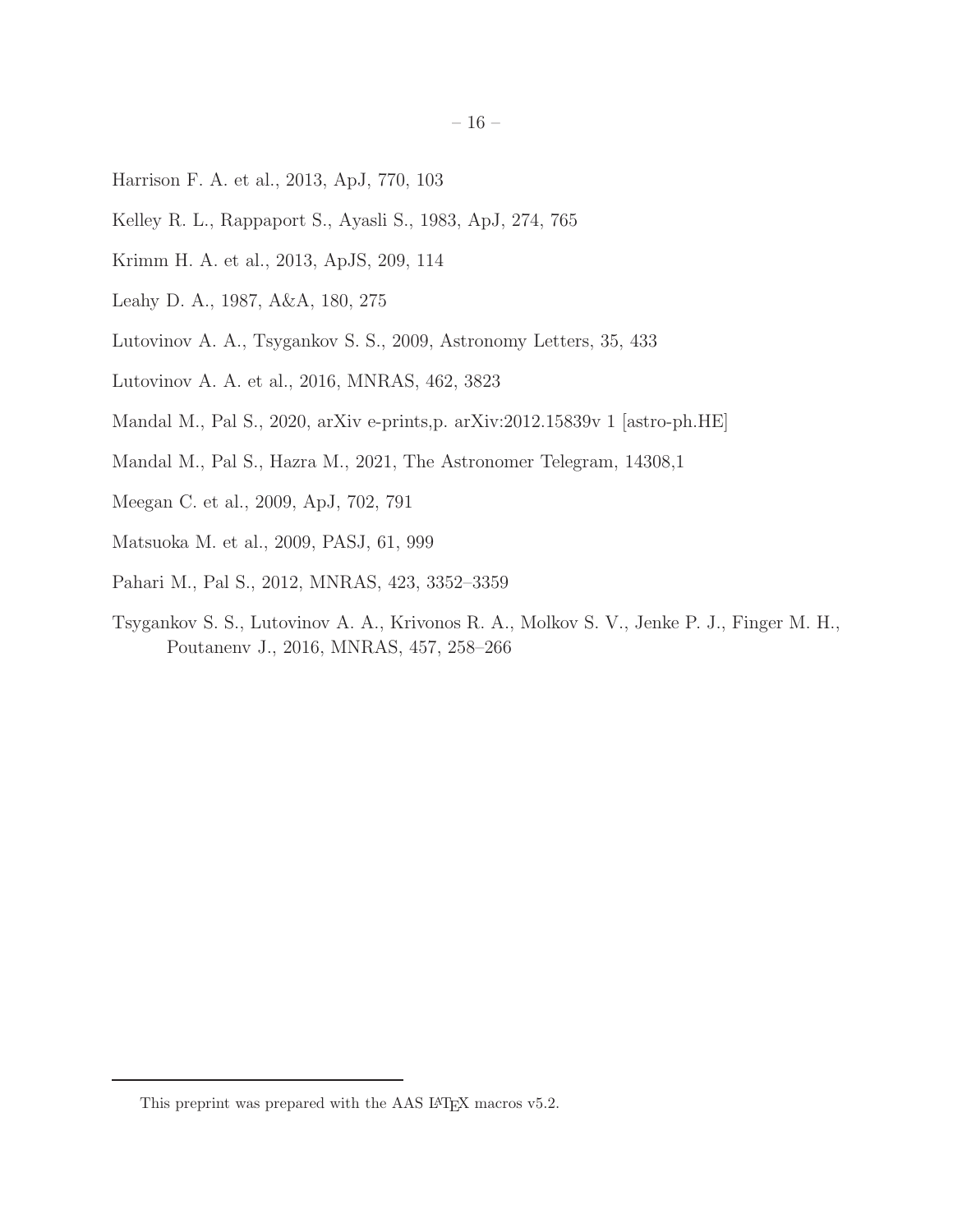Harrison F. A. et al., 2013, ApJ, 770, 103

Kelley R. L., Rappaport S., Ayasli S., 1983, ApJ, 274, 765

Krimm H. A. et al., 2013, ApJS, 209, 114

Leahy D. A., 1987, A&A, 180, 275

Lutovinov A. A., Tsygankov S. S., 2009, Astronomy Letters, 35, 433

Lutovinov A. A. et al., 2016, MNRAS, 462, 3823

Mandal M., Pal S., 2020, arXiv e-prints,p. arXiv:2012.15839v 1 [astro-ph.HE]

Mandal M., Pal S., Hazra M., 2021, The Astronomer Telegram, 14308,1

Meegan C. et al., 2009, ApJ, 702, 791

Matsuoka M. et al., 2009, PASJ, 61, 999

Pahari M., Pal S., 2012, MNRAS, 423, 3352–3359

Tsygankov S. S., Lutovinov A. A., Krivonos R. A., Molkov S. V., Jenke P. J., Finger M. H., Poutanenv J., 2016, MNRAS, 457, 258–266

---

This preprint was prepared with the AAS LaTeX macros v5.2.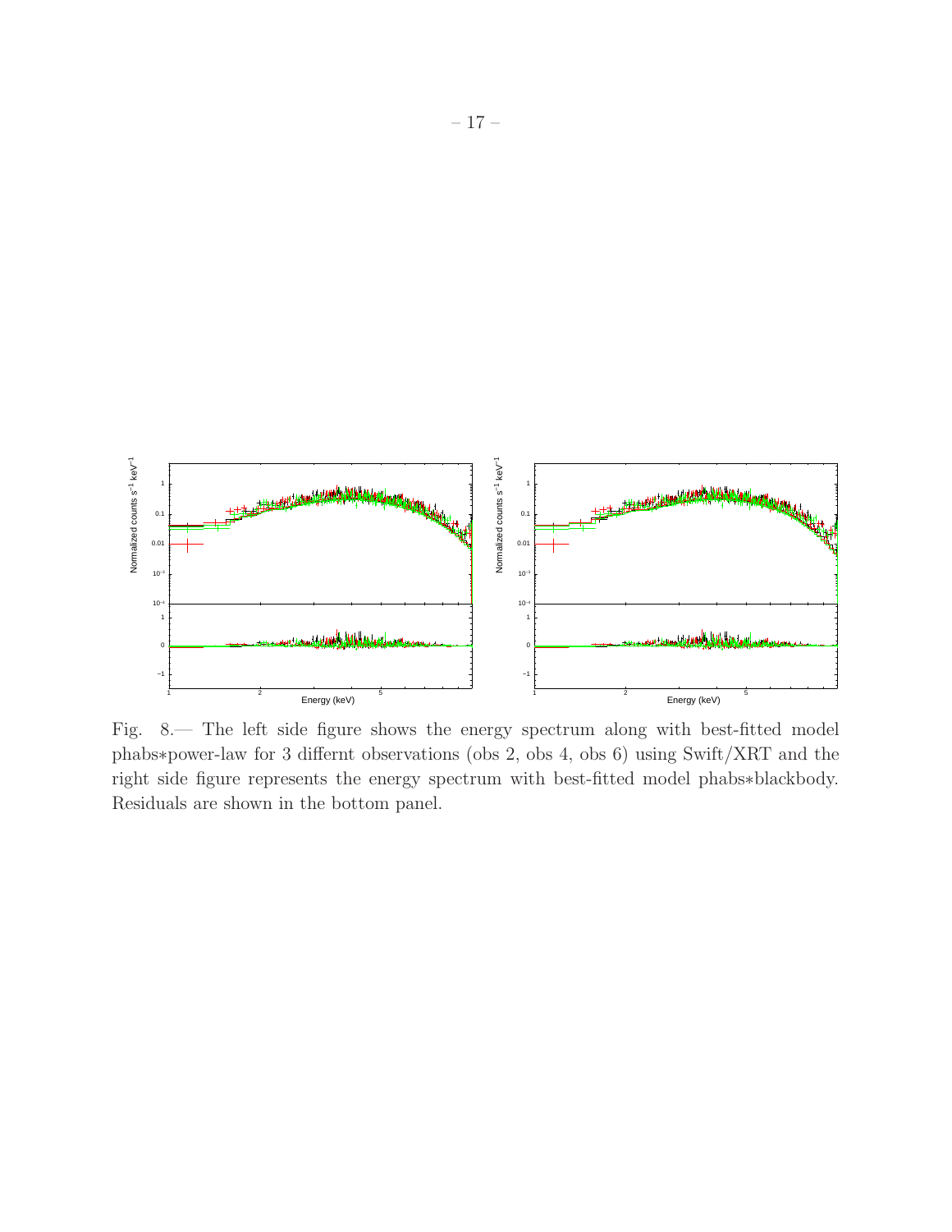Normalized counts s$^{-1}$ keV$^{-1}$

1

0.1

0.01

$10^{-3}$

$10^{-4}$

1

0

−1

1

2

5

Energy (keV)

Normalized counts s$^{-1}$ keV$^{-1}$

1

0.1

0.01

$10^{-3}$

$10^{-4}$

1

0

−1

1

2

5

Energy (keV)

Fig. 8.— The left side figure shows the energy spectrum along with best-fitted model phabs∗power-law for 3 differnt observations (obs 2, obs 4, obs 6) using Swift/XRT and the right side figure represents the energy spectrum with best-fitted model phabs∗blackbody. Residuals are shown in the bottom panel.